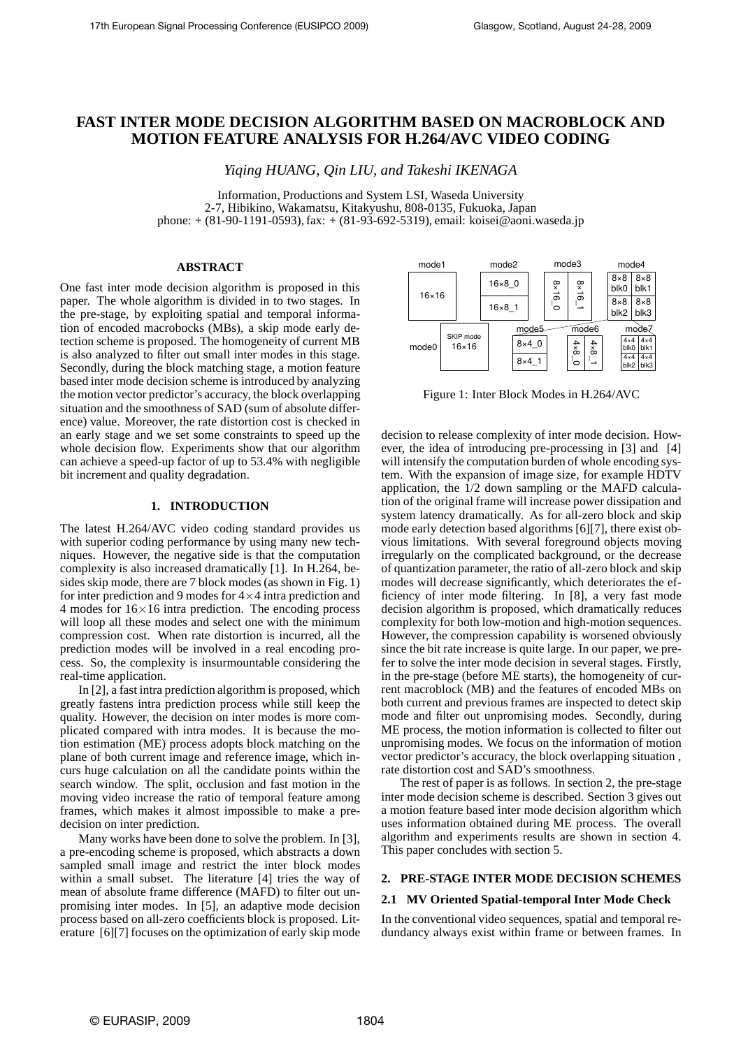# FAST INTER MODE DECISION ALGORITHM BASED ON MACROBLOCK AND MOTION FEATURE ANALYSIS FOR H.264/AVC VIDEO CODING

*Yiqing HUANG, Qin LIU, and Takeshi IKENAGA*

Information, Productions and System LSI, Waseda University
2-7, Hibikino, Wakamatsu, Kitakyushu, 808-0135, Fukuoka, Japan
phone: + (81-90-1191-0593), fax: + (81-93-692-5319), email: koisei@aoni.waseda.jp

## ABSTRACT

One fast inter mode decision algorithm is proposed in this paper. The whole algorithm is divided in to two stages. In the pre-stage, by exploiting spatial and temporal information of encoded macrobocks (MBs), a skip mode early detection scheme is proposed. The homogeneity of current MB is also analyzed to filter out small inter modes in this stage. Secondly, during the block matching stage, a motion feature based inter mode decision scheme is introduced by analyzing the motion vector predictor's accuracy, the block overlapping situation and the smoothness of SAD (sum of absolute difference) value. Moreover, the rate distortion cost is checked in an early stage and we set some constraints to speed up the whole decision flow. Experiments show that our algorithm can achieve a speed-up factor of up to 53.4% with negligible bit increment and quality degradation.

## 1. INTRODUCTION

The latest H.264/AVC video coding standard provides us with superior coding performance by using many new techniques. However, the negative side is that the computation complexity is also increased dramatically [1]. In H.264, besides skip mode, there are 7 block modes (as shown in Fig. 1) for inter prediction and 9 modes for $4\times4$ intra prediction and 4 modes for $16\times16$ intra prediction. The encoding process will loop all these modes and select one with the minimum compression cost. When rate distortion is incurred, all the prediction modes will be involved in a real encoding process. So, the complexity is insurmountable considering the real-time application.

In [2], a fast intra prediction algorithm is proposed, which greatly fastens intra prediction process while still keep the quality. However, the decision on inter modes is more complicated compared with intra modes. It is because the motion estimation (ME) process adopts block matching on the plane of both current image and reference image, which incurs huge calculation on all the candidate points within the search window. The split, occlusion and fast motion in the moving video increase the ratio of temporal feature among frames, which makes it almost impossible to make a predecision on inter prediction.

Many works have been done to solve the problem. In [3], a pre-encoding scheme is proposed, which abstracts a down sampled small image and restrict the inter block modes within a small subset. The literature [4] tries the way of mean of absolute frame difference (MAFD) to filter out unpromising inter modes. In [5], an adaptive mode decision process based on all-zero coefficients block is proposed. Literature [6][7] focuses on the optimization of early skip mode decision to release complexity of inter mode decision. However, the idea of introducing pre-processing in [3] and [4] will intensify the computation burden of whole encoding system. With the expansion of image size, for example HDTV application, the 1/2 down sampling or the MAFD calculation of the original frame will increase power dissipation and system latency dramatically. As for all-zero block and skip mode early detection based algorithms [6][7], there exist obvious limitations. With several foreground objects moving irregularly on the complicated background, or the decrease of quantization parameter, the ratio of all-zero block and skip modes will decrease significantly, which deteriorates the efficiency of inter mode filtering. In [8], a very fast mode decision algorithm is proposed, which dramatically reduces complexity for both low-motion and high-motion sequences. However, the compression capability is worsened obviously since the bit rate increase is quite large. In our paper, we prefer to solve the inter mode decision in several stages. Firstly, in the pre-stage (before ME starts), the homogeneity of current macroblock (MB) and the features of encoded MBs on both current and previous frames are inspected to detect skip mode and filter out unpromising modes. Secondly, during ME process, the motion information is collected to filter out unpromising modes. We focus on the information of motion vector predictor's accuracy, the block overlapping situation , rate distortion cost and SAD's smoothness.

Figure 1: Inter Block Modes in H.264/AVC

The rest of paper is as follows. In section 2, the pre-stage inter mode decision scheme is described. Section 3 gives out a motion feature based inter mode decision algorithm which uses information obtained during ME process. The overall algorithm and experiments results are shown in section 4. This paper concludes with section 5.

## 2. PRE-STAGE INTER MODE DECISION SCHEMES

### 2.1 MV Oriented Spatial-temporal Inter Mode Check

In the conventional video sequences, spatial and temporal redundancy always exist within frame or between frames. In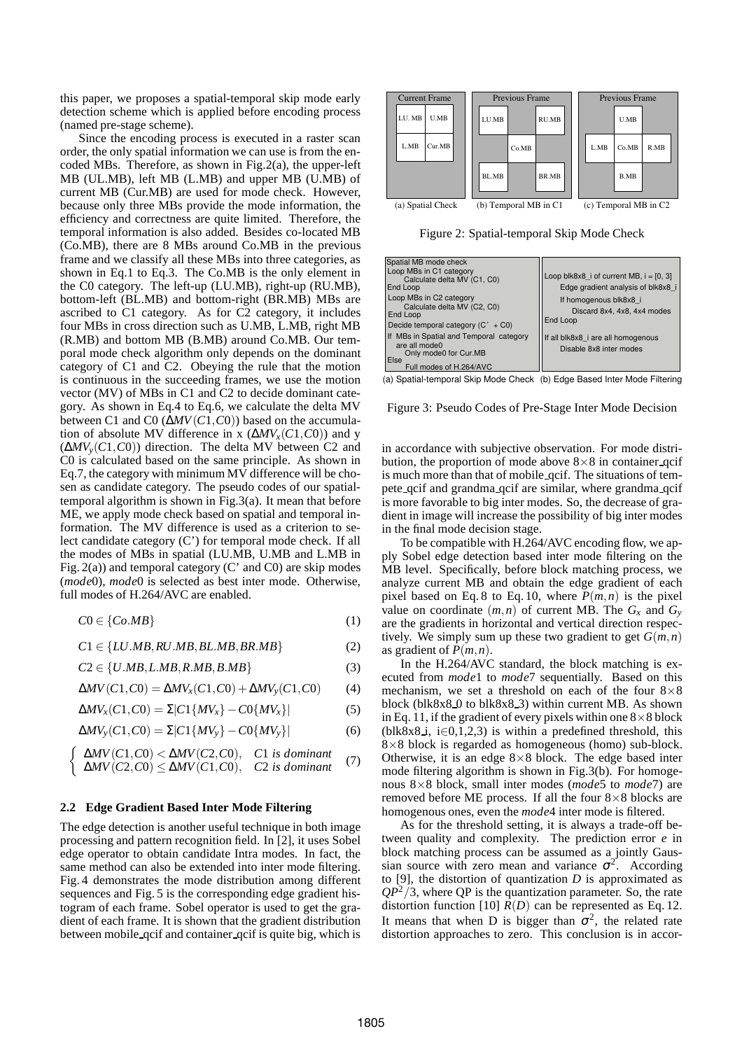this paper, we proposes a spatial-temporal skip mode early detection scheme which is applied before encoding process (named pre-stage scheme).

Since the encoding process is executed in a raster scan order, the only spatial information we can use is from the encoded MBs. Therefore, as shown in Fig.2(a), the upper-left MB (UL.MB), left MB (L.MB) and upper MB (U.MB) of current MB (Cur.MB) are used for mode check. However, because only three MBs provide the mode information, the efficiency and correctness are quite limited. Therefore, the temporal information is also added. Besides co-located MB (Co.MB), there are 8 MBs around Co.MB in the previous frame and we classify all these MBs into three categories, as shown in Eq.1 to Eq.3. The Co.MB is the only element in the C0 category. The left-up (LU.MB), right-up (RU.MB), bottom-left (BL.MB) and bottom-right (BR.MB) MBs are ascribed to C1 category. As for C2 category, it includes four MBs in cross direction such as U.MB, L.MB, right MB (R.MB) and bottom MB (B.MB) around Co.MB. Our temporal mode check algorithm only depends on the dominant category of C1 and C2. Obeying the rule that the motion is continuous in the succeeding frames, we use the motion vector (MV) of MBs in C1 and C2 to decide dominant category. As shown in Eq.4 to Eq.6, we calculate the delta MV between C1 and C0 ($\Delta MV(C1,C0)$) based on the accumulation of absolute MV difference in x ($\Delta MV_x(C1,C0)$) and y ($\Delta MV_y(C1,C0)$) direction. The delta MV between C2 and C0 is calculated based on the same principle. As shown in Eq.7, the category with minimum MV difference will be chosen as candidate category. The pseudo codes of our spatial-temporal algorithm is shown in Fig.3(a). It mean that before ME, we apply mode check based on spatial and temporal information. The MV difference is used as a criterion to select candidate category (C') for temporal mode check. If all the modes of MBs in spatial (LU.MB, U.MB and L.MB in Fig. 2(a)) and temporal category (C' and C0) are skip modes (*mode*0), *mode*0 is selected as best inter mode. Otherwise, full modes of H.264/AVC are enabled.

$$C0 \in \{Co.MB\} \tag{1}$$

$$C1 \in \{LU.MB, RU.MB, BL.MB, BR.MB\} \tag{2}$$

$$C2 \in \{U.MB, L.MB, R.MB, B.MB\} \tag{3}$$

$$\Delta MV(C1,C0) = \Delta MV_x(C1,C0) + \Delta MV_y(C1,C0) \tag{4}$$

$$\Delta MV_x(C1,C0) = \Sigma |C1\{MV_x\} - C0\{MV_x\}| \tag{5}$$

$$\Delta MV_y(C1,C0) = \Sigma |C1\{MV_y\} - C0\{MV_y\}| \tag{6}$$

$$\begin{cases} \Delta MV(C1,C0) < \Delta MV(C2,C0), & C1 \text{ is dominant} \\ \Delta MV(C2,C0) \leq \Delta MV(C1,C0), & C2 \text{ is dominant} \end{cases} \tag{7}$$

### 2.2 Edge Gradient Based Inter Mode Filtering

The edge detection is another useful technique in both image processing and pattern recognition field. In [2], it uses Sobel edge operator to obtain candidate Intra modes. In fact, the same method can also be extended into inter mode filtering. Fig. 4 demonstrates the mode distribution among different sequences and Fig. 5 is the corresponding edge gradient histogram of each frame. Sobel operator is used to get the gradient of each frame. It is shown that the gradient distribution between mobile_qcif and container_qcif is quite big, which is

| Current Frame | | Previous Frame | | | Previous Frame | | |
|---|---|---|---|---|---|---|---|
| LU. MB | U.MB | LU.MB | | RU.MB | | U.MB | |
| L.MB | Cur.MB | | Co.MB | | L.MB | Co.MB | R.MB |
| | | BL.MB | | BR.MB | | B.MB | |

(a) Spatial Check (b) Temporal MB in C1 (c) Temporal MB in C2

Figure 2: Spatial-temporal Skip Mode Check

```
Spatial MB mode check
Loop MBs in C1 category
    Calculate delta MV (C1, C0)
End Loop
Loop MBs in C2 category
    Calculate delta MV (C2, C0)
End Loop
Decide temporal category (C' + C0)
If MBs in Spatial and Temporal category
  are all mode0
    Only mode0 for Cur.MB
Else
    Full modes of H.264/AVC
```

```
Loop blk8x8_i of current MB, i = [0, 3]
    Edge gradient analysis of blk8x8_i
    If homogenous blk8x8_i
        Discard 8x4, 4x8, 4x4 modes
End Loop
If all blk8x8_i are all homogenous
    Disable 8x8 inter modes
```

(a) Spatial-temporal Skip Mode Check (b) Edge Based Inter Mode Filtering

Figure 3: Pseudo Codes of Pre-Stage Inter Mode Decision

in accordance with subjective observation. For mode distribution, the proportion of mode above 8×8 in container_qcif is much more than that of mobile_qcif. The situations of tempete_qcif and grandma_qcif are similar, where grandma_qcif is more favorable to big inter modes. So, the decrease of gradient in image will increase the possibility of big inter modes in the final mode decision stage.

To be compatible with H.264/AVC encoding flow, we apply Sobel edge detection based inter mode filtering on the MB level. Specifically, before block matching process, we analyze current MB and obtain the edge gradient of each pixel based on Eq. 8 to Eq. 10, where $P(m,n)$ is the pixel value on coordinate $(m,n)$ of current MB. The $G_x$ and $G_y$ are the gradients in horizontal and vertical direction respectively. We simply sum up these two gradient to get $G(m,n)$ as gradient of $P(m,n)$.

In the H.264/AVC standard, the block matching is executed from *mode*1 to *mode*7 sequentially. Based on this mechanism, we set a threshold on each of the four 8×8 block (blk8x8_0 to blk8x8_3) within current MB. As shown in Eq. 11, if the gradient of every pixels within one 8×8 block (blk8x8_i, i∈0,1,2,3) is within a predefined threshold, this 8×8 block is regarded as homogeneous (homo) sub-block. Otherwise, it is an edge 8×8 block. The edge based inter mode filtering algorithm is shown in Fig.3(b). For homogeneous 8×8 block, small inter modes (*mode*5 to *mode*7) are removed before ME process. If all the four 8×8 blocks are homogenous ones, even the *mode*4 inter mode is filtered.

As for the threshold setting, it is always a trade-off between quality and complexity. The prediction error $e$ in block matching process can be assumed as a jointly Gaussian source with zero mean and variance $\sigma^2$. According to [9], the distortion of quantization $D$ is approximated as $QP^2/3$, where QP is the quantization parameter. So, the rate distortion function [10] $R(D)$ can be represented as Eq. 12. It means that when D is bigger than $\sigma^2$, the related rate distortion approaches to zero. This conclusion is in accor-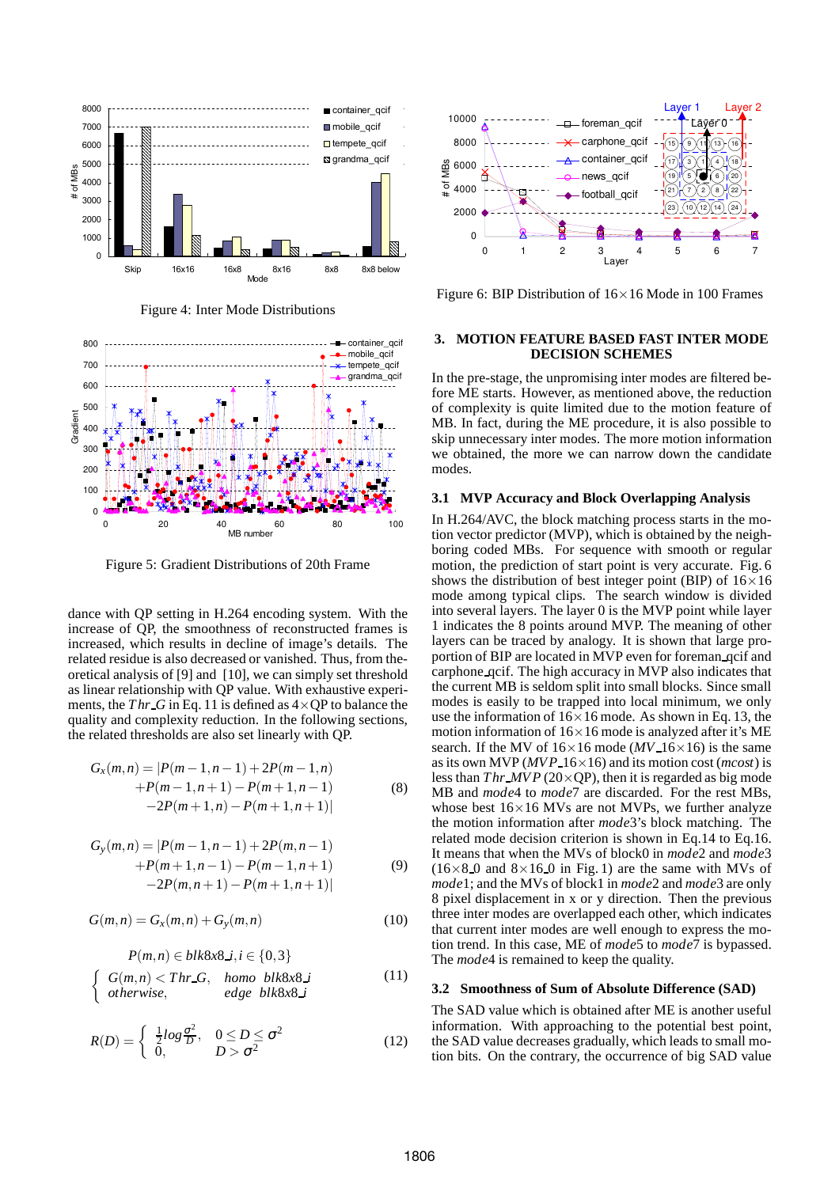Figure 4: Inter Mode Distributions

Figure 5: Gradient Distributions of 20th Frame

dance with QP setting in H.264 encoding system. With the increase of QP, the smoothness of reconstructed frames is increased, which results in decline of image's details. The related residue is also decreased or vanished. Thus, from theoretical analysis of [9] and [10], we can simply set threshold as linear relationship with QP value. With exhaustive experiments, the $Thr\_G$ in Eq. 11 is defined as $4\times$QP to balance the quality and complexity reduction. In the following sections, the related thresholds are also set linearly with QP.

$$G_x(m,n) = |P(m-1,n-1)+2P(m-1,n) +P(m-1,n+1)-P(m+1,n-1) -2P(m+1,n)-P(m+1,n+1)| \quad (8)$$

$$G_y(m,n) = |P(m-1,n-1)+2P(m,n-1) +P(m+1,n-1)-P(m-1,n+1) -2P(m,n+1)-P(m+1,n+1)| \quad (9)$$

$$G(m,n) = G_x(m,n)+G_y(m,n) \quad (10)$$

$$P(m,n) \in blk8x8\_i, i \in \{0,3\}$$
$$\begin{cases} G(m,n) < Thr\_G, & homo\ \ blk8x8\_i \\ otherwise, & edge\ \ blk8x8\_i \end{cases} \quad (11)$$

$$R(D) = \begin{cases} \frac{1}{2}log\frac{\sigma^2}{D}, & 0 \le D \le \sigma^2 \\ 0, & D > \sigma^2 \end{cases} \quad (12)$$

Figure 6: BIP Distribution of $16\times16$ Mode in 100 Frames

## 3. MOTION FEATURE BASED FAST INTER MODE DECISION SCHEMES

In the pre-stage, the unpromising inter modes are filtered before ME starts. However, as mentioned above, the reduction of complexity is quite limited due to the motion feature of MB. In fact, during the ME procedure, it is also possible to skip unnecessary inter modes. The more motion information we obtained, the more we can narrow down the candidate modes.

### 3.1 MVP Accuracy and Block Overlapping Analysis

In H.264/AVC, the block matching process starts in the motion vector predictor (MVP), which is obtained by the neighboring coded MBs. For sequence with smooth or regular motion, the prediction of start point is very accurate. Fig. 6 shows the distribution of best integer point (BIP) of $16\times16$ mode among typical clips. The search window is divided into several layers. The layer 0 is the MVP point while layer 1 indicates the 8 points around MVP. The meaning of other layers can be traced by analogy. It is shown that large proportion of BIP are located in MVP even for foreman_qcif and carphone_qcif. The high accuracy in MVP also indicates that the current MB is seldom split into small blocks. Since small modes is easily to be trapped into local minimum, we only use the information of $16\times16$ mode. As shown in Eq. 13, the motion information of $16\times16$ mode is analyzed after it's ME search. If the MV of $16\times16$ mode ($MV\_16\times16$) is the same as its own MVP ($MVP\_16\times16$) and its motion cost (*mcost*) is less than $Thr\_MVP$ ($20\times$QP), then it is regarded as big mode MB and *mode*4 to *mode*7 are discarded. For the rest MBs, whose best $16\times16$ MVs are not MVPs, we further analyze the motion information after *mode*3's block matching. The related mode decision criterion is shown in Eq.14 to Eq.16. It means that when the MVs of block0 in *mode*2 and *mode*3 ($16\times8\_0$ and $8\times16\_0$ in Fig. 1) are the same with MVs of *mode*1; and the MVs of block1 in *mode*2 and *mode*3 are only 8 pixel displacement in x or y direction. Then the previous three inter modes are overlapped each other, which indicates that current inter modes are well enough to express the motion trend. In this case, ME of *mode*5 to *mode*7 is bypassed. The *mode*4 is remained to keep the quality.

### 3.2 Smoothness of Sum of Absolute Difference (SAD)

The SAD value which is obtained after ME is another useful information. With approaching to the potential best point, the SAD value decreases gradually, which leads to small motion bits. On the contrary, the occurrence of big SAD value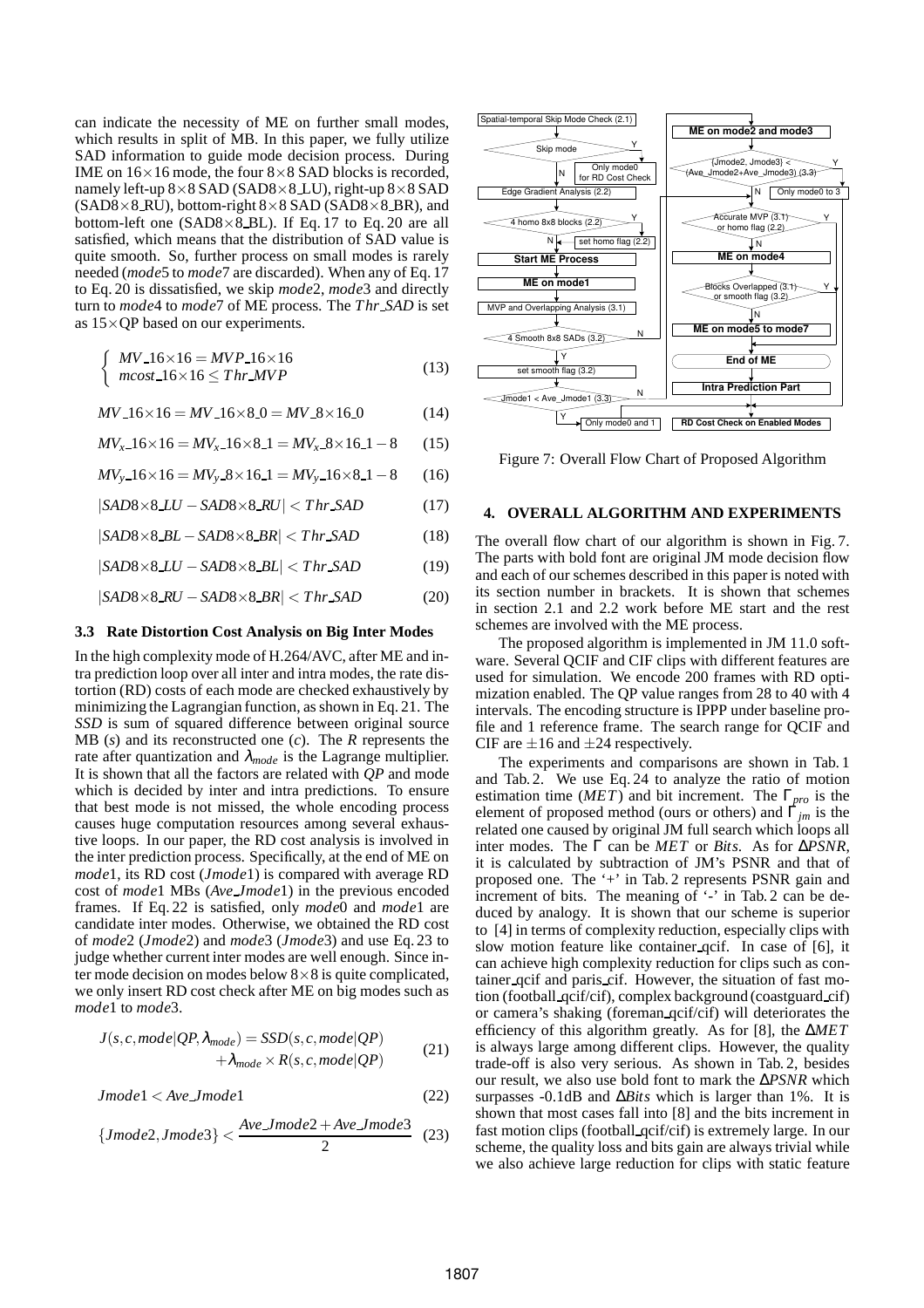can indicate the necessity of ME on further small modes, which results in split of MB. In this paper, we fully utilize SAD information to guide mode decision process. During IME on 16×16 mode, the four 8×8 SAD blocks is recorded, namely left-up 8×8 SAD (SAD8×8_LU), right-up 8×8 SAD (SAD8×8_RU), bottom-right 8×8 SAD (SAD8×8_BR), and bottom-left one (SAD8×8_BL). If Eq. 17 to Eq. 20 are all satisfied, which means that the distribution of SAD value is quite smooth. So, further process on small modes is rarely needed (*mode*5 to *mode*7 are discarded). When any of Eq. 17 to Eq. 20 is dissatisfied, we skip *mode*2, *mode*3 and directly turn to *mode*4 to *mode*7 of ME process. The $Thr\_SAD$ is set as 15×QP based on our experiments.

$$\begin{cases} MV\_16\times16 = MVP\_16\times16 \\ mcost\_16\times16 \leq Thr\_MVP \end{cases} \tag{13}$$

$$MV\_16\times16 = MV\_16\times8\_0 = MV\_8\times16\_0 \tag{14}$$

$$MV_x\_16\times16 = MV_x\_16\times8\_1 = MV_x\_8\times16\_1 - 8 \tag{15}$$

$$MV_y\_16\times16 = MV_y\_8\times16\_1 = MV_y\_16\times8\_1 - 8 \tag{16}$$

$$|SAD8\times8\_LU - SAD8\times8\_RU| < Thr\_SAD \tag{17}$$

$$|SAD8\times8\_BL - SAD8\times8\_BR| < Thr\_SAD \tag{18}$$

$$|SAD8\times8\_LU - SAD8\times8\_BL| < Thr\_SAD \tag{19}$$

$$|SAD8\times8\_RU - SAD8\times8\_BR| < Thr\_SAD \tag{20}$$

### 3.3 Rate Distortion Cost Analysis on Big Inter Modes

In the high complexity mode of H.264/AVC, after ME and intra prediction loop over all inter and intra modes, the rate distortion (RD) costs of each mode are checked exhaustively by minimizing the Lagrangian function, as shown in Eq. 21. The *SSD* is sum of squared difference between original source MB (*s*) and its reconstructed one (*c*). The *R* represents the rate after quantization and $\lambda_{mode}$ is the Lagrange multiplier. It is shown that all the factors are related with *QP* and mode which is decided by inter and intra predictions. To ensure that best mode is not missed, the whole encoding process causes huge computation resources among several exhaustive loops. In our paper, the RD cost analysis is involved in the inter prediction process. Specifically, at the end of ME on *mode*1, its RD cost (*Jmode*1) is compared with average RD cost of *mode*1 MBs (*Ave_Jmode*1) in the previous encoded frames. If Eq. 22 is satisfied, only *mode*0 and *mode*1 are candidate inter modes. Otherwise, we obtained the RD cost of *mode*2 (*Jmode*2) and *mode*3 (*Jmode*3) and use Eq. 23 to judge whether current inter modes are well enough. Since inter mode decision on modes below 8×8 is quite complicated, we only insert RD cost check after ME on big modes such as *mode*1 to *mode*3.

$$\begin{aligned} J(s,c,mode|QP,\lambda_{mode}) = & \; SSD(s,c,mode|QP) \\ & + \lambda_{mode} \times R(s,c,mode|QP) \end{aligned} \tag{21}$$

$$Jmode1 < Ave\_Jmode1 \tag{22}$$

$$\{Jmode2, Jmode3\} < \frac{Ave\_Jmode2 + Ave\_Jmode3}{2} \tag{23}$$

Figure 7: Overall Flow Chart of Proposed Algorithm

## 4. OVERALL ALGORITHM AND EXPERIMENTS

The overall flow chart of our algorithm is shown in Fig. 7. The parts with bold font are original JM mode decision flow and each of our schemes described in this paper is noted with its section number in brackets. It is shown that schemes in section 2.1 and 2.2 work before ME start and the rest schemes are involved with the ME process.

The proposed algorithm is implemented in JM 11.0 software. Several QCIF and CIF clips with different features are used for simulation. We encode 200 frames with RD optimization enabled. The QP value ranges from 28 to 40 with 4 intervals. The encoding structure is IPPP under baseline profile and 1 reference frame. The search range for QCIF and CIF are ±16 and ±24 respectively.

The experiments and comparisons are shown in Tab. 1 and Tab. 2. We use Eq. 24 to analyze the ratio of motion estimation time (*MET*) and bit increment. The $\Gamma_{pro}$ is the element of proposed method (ours or others) and $\Gamma_{jm}$ is the related one caused by original JM full search which loops all inter modes. The $\Gamma$ can be *MET* or *Bits*. As for $\Delta PSNR$, it is calculated by subtraction of JM's PSNR and that of proposed one. The '+' in Tab. 2 represents PSNR gain and increment of bits. The meaning of '-' in Tab. 2 can be deduced by analogy. It is shown that our scheme is superior to [4] in terms of complexity reduction, especially clips with slow motion feature like container_qcif. In case of [6], it can achieve high complexity reduction for clips such as container_qcif and paris_cif. However, the situation of fast motion (football_qcif/cif), complex background (coastguard_cif) or camera's shaking (foreman_qcif/cif) will deteriorates the efficiency of this algorithm greatly. As for [8], the $\Delta MET$ is always large among different clips. However, the quality trade-off is also very serious. As shown in Tab. 2, besides our result, we also use bold font to mark the $\Delta PSNR$ which surpasses -0.1dB and $\Delta Bits$ which is larger than 1%. It is shown that most cases fall into [8] and the bits increment in fast motion clips (football_qcif/cif) is extremely large. In our scheme, the quality loss and bits gain are always trivial while we also achieve large reduction for clips with static feature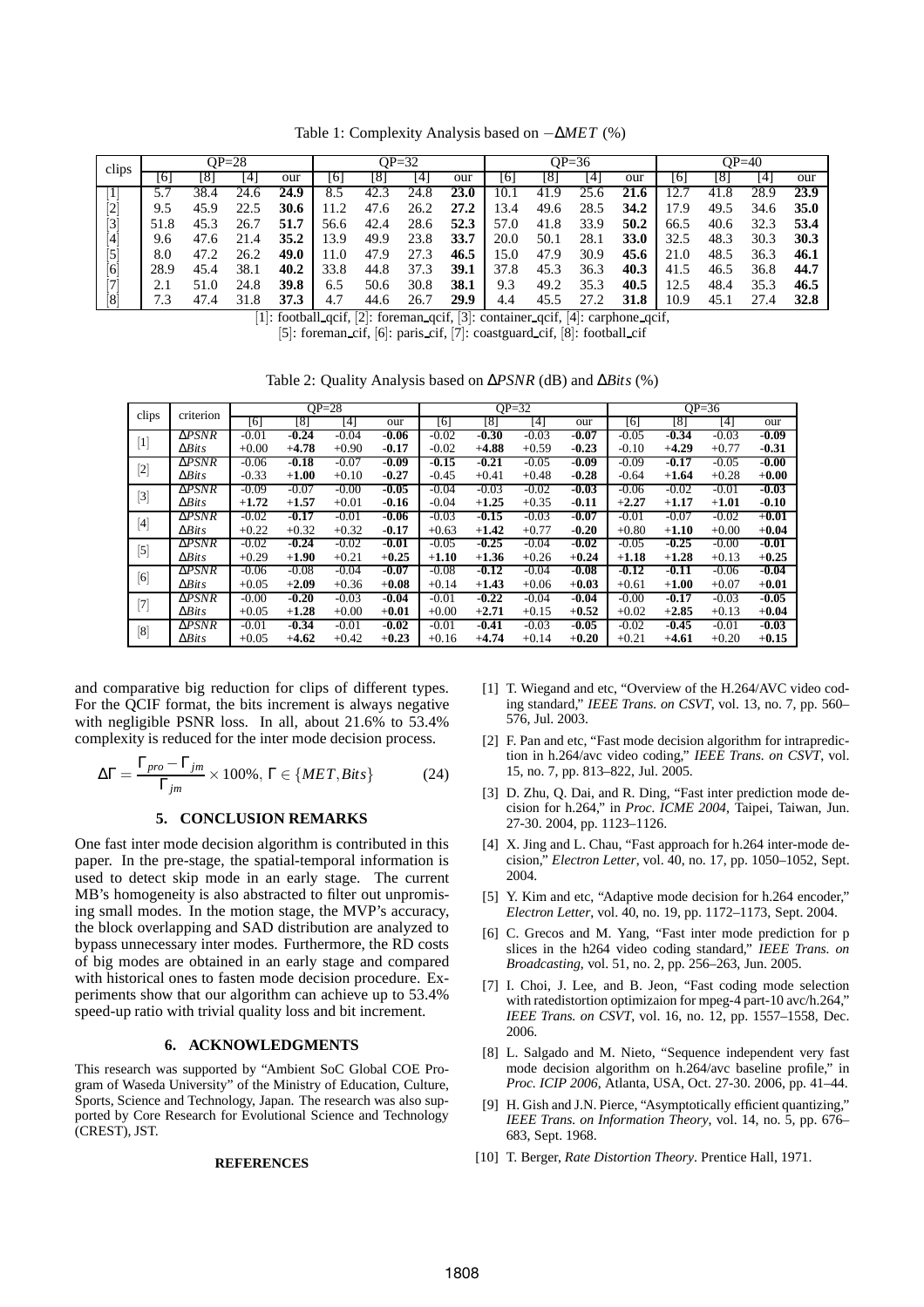Table 1: Complexity Analysis based on $-\Delta MET$ (%)

| clips | QP=28 | | | | QP=32 | | | | QP=36 | | | | QP=40 | | | |
|---|---|---|---|---|---|---|---|---|---|---|---|---|---|---|---|---|
| | [6] | [8] | [4] | our | [6] | [8] | [4] | our | [6] | [8] | [4] | our | [6] | [8] | [4] | our |
| [1] | 5.7 | 38.4 | 24.6 | **24.9** | 8.5 | 42.3 | 24.8 | **23.0** | 10.1 | 41.9 | 25.6 | **21.6** | 12.7 | 41.8 | 28.9 | **23.9** |
| [2] | 9.5 | 45.9 | 22.5 | **30.6** | 11.2 | 47.6 | 26.2 | **27.2** | 13.4 | 49.6 | 28.5 | **34.2** | 17.9 | 49.5 | 34.6 | **35.0** |
| [3] | 51.8 | 45.3 | 26.7 | **51.7** | 56.6 | 42.4 | 28.6 | **52.3** | 57.0 | 41.8 | 33.9 | **50.2** | 66.5 | 40.6 | 32.3 | **53.4** |
| [4] | 9.6 | 47.6 | 21.4 | **35.2** | 13.9 | 49.9 | 23.8 | **33.7** | 20.0 | 50.1 | 28.1 | **33.0** | 32.5 | 48.3 | 30.3 | **30.3** |
| [5] | 8.0 | 47.2 | 26.2 | **49.0** | 11.0 | 47.9 | 27.3 | **46.5** | 15.0 | 47.9 | 30.9 | **45.6** | 21.0 | 48.5 | 36.3 | **46.1** |
| [6] | 28.9 | 45.4 | 38.1 | **40.2** | 33.8 | 44.8 | 37.3 | **39.1** | 37.8 | 45.3 | 36.3 | **40.3** | 41.5 | 46.5 | 36.8 | **44.7** |
| [7] | 2.1 | 51.0 | 24.8 | **39.8** | 6.5 | 50.6 | 30.8 | **38.1** | 9.3 | 49.2 | 35.3 | **40.5** | 12.5 | 48.4 | 35.3 | **46.5** |
| [8] | 7.3 | 47.4 | 31.8 | **37.3** | 4.7 | 44.6 | 26.7 | **29.9** | 4.4 | 45.5 | 27.2 | **31.8** | 10.9 | 45.1 | 27.4 | **32.8** |

[1]: football_qcif, [2]: foreman_qcif, [3]: container_qcif, [4]: carphone_qcif,
[5]: foreman_cif, [6]: paris_cif, [7]: coastguard_cif, [8]: football_cif

Table 2: Quality Analysis based on $\Delta PSNR$ (dB) and $\Delta Bits$ (%)

| clips | criterion | QP=28 | | | | QP=32 | | | | QP=36 | | | |
|---|---|---|---|---|---|---|---|---|---|---|---|---|---|
| | | [6] | [8] | [4] | our | [6] | [8] | [4] | our | [6] | [8] | [4] | our |
| [1] | $\Delta PSNR$ | -0.01 | **-0.24** | -0.04 | **-0.06** | -0.02 | **-0.30** | -0.03 | **-0.07** | -0.05 | **-0.34** | -0.03 | **-0.09** |
| | $\Delta Bits$ | +0.00 | **+4.78** | +0.90 | **-0.17** | -0.02 | **+4.88** | +0.59 | **-0.23** | -0.10 | **+4.29** | +0.77 | **-0.31** |
| [2] | $\Delta PSNR$ | -0.06 | **-0.18** | -0.07 | **-0.09** | **-0.15** | **-0.21** | -0.05 | **-0.09** | -0.09 | **-0.17** | -0.05 | **-0.00** |
| | $\Delta Bits$ | -0.33 | **+1.00** | +0.10 | **-0.27** | -0.45 | +0.41 | +0.48 | **-0.28** | -0.64 | **+1.64** | +0.28 | **+0.00** |
| [3] | $\Delta PSNR$ | -0.09 | -0.07 | -0.00 | **-0.05** | -0.04 | -0.03 | -0.02 | **-0.03** | -0.06 | -0.02 | -0.01 | **-0.03** |
| | $\Delta Bits$ | **+1.72** | **+1.57** | +0.01 | **-0.16** | -0.04 | **+1.25** | +0.35 | **-0.11** | **+2.27** | **+1.17** | **+1.01** | **-0.10** |
| [4] | $\Delta PSNR$ | -0.02 | **-0.17** | -0.01 | **-0.06** | -0.03 | **-0.15** | -0.03 | **-0.07** | -0.01 | -0.07 | -0.02 | **+0.01** |
| | $\Delta Bits$ | +0.22 | +0.32 | +0.32 | **-0.17** | +0.63 | **+1.42** | +0.77 | **-0.20** | +0.80 | **+1.10** | +0.00 | **+0.04** |
| [5] | $\Delta PSNR$ | -0.02 | **-0.24** | -0.02 | **-0.01** | -0.05 | **-0.25** | -0.04 | **-0.02** | -0.05 | **-0.25** | -0.00 | **-0.01** |
| | $\Delta Bits$ | +0.29 | **+1.90** | +0.21 | **+0.25** | **+1.10** | **+1.36** | +0.26 | **+0.24** | **+1.18** | **+1.28** | +0.13 | **+0.25** |
| [6] | $\Delta PSNR$ | -0.06 | -0.08 | -0.04 | **-0.07** | -0.08 | **-0.12** | -0.04 | **-0.08** | **-0.12** | **-0.11** | -0.06 | **-0.04** |
| | $\Delta Bits$ | +0.05 | **+2.09** | +0.36 | **+0.08** | +0.14 | **+1.43** | +0.06 | **+0.03** | +0.61 | **+1.00** | +0.07 | **+0.01** |
| [7] | $\Delta PSNR$ | -0.00 | **-0.20** | -0.03 | **-0.04** | -0.01 | **-0.22** | -0.04 | **-0.04** | -0.00 | **-0.17** | -0.03 | **-0.05** |
| | $\Delta Bits$ | +0.05 | **+1.28** | +0.00 | **+0.01** | +0.00 | **+2.71** | +0.15 | **+0.52** | +0.02 | **+2.85** | +0.13 | **+0.04** |
| [8] | $\Delta PSNR$ | -0.01 | **-0.34** | -0.01 | **-0.02** | -0.01 | **-0.41** | -0.03 | **-0.05** | -0.02 | **-0.45** | -0.01 | **-0.03** |
| | $\Delta Bits$ | +0.05 | **+4.62** | +0.42 | **+0.23** | +0.16 | **+4.74** | +0.14 | **+0.20** | +0.21 | **+4.61** | +0.20 | **+0.15** |

and comparative big reduction for clips of different types. For the QCIF format, the bits increment is always negative with negligible PSNR loss. In all, about 21.6% to 53.4% complexity is reduced for the inter mode decision process.

$$\Delta\Gamma = \frac{\Gamma_{pro} - \Gamma_{jm}}{\Gamma_{jm}} \times 100\%,\ \Gamma \in \{MET, Bits\} \tag{24}$$

## 5. CONCLUSION REMARKS

One fast inter mode decision algorithm is contributed in this paper. In the pre-stage, the spatial-temporal information is used to detect skip mode in an early stage. The current MB's homogeneity is also abstracted to filter out unpromising small modes. In the motion stage, the MVP's accuracy, the block overlapping and SAD distribution are analyzed to bypass unnecessary inter modes. Furthermore, the RD costs of big modes are obtained in an early stage and compared with historical ones to fasten mode decision procedure. Experiments show that our algorithm can achieve up to 53.4% speed-up ratio with trivial quality loss and bit increment.

## 6. ACKNOWLEDGMENTS

This research was supported by "Ambient SoC Global COE Program of Waseda University" of the Ministry of Education, Culture, Sports, Science and Technology, Japan. The research was also supported by Core Research for Evolutional Science and Technology (CREST), JST.

## REFERENCES

[1] T. Wiegand and etc, "Overview of the H.264/AVC video coding standard," *IEEE Trans. on CSVT*, vol. 13, no. 7, pp. 560–576, Jul. 2003.

[2] F. Pan and etc, "Fast mode decision algorithm for intraprediction in h.264/avc video coding," *IEEE Trans. on CSVT*, vol. 15, no. 7, pp. 813–822, Jul. 2005.

[3] D. Zhu, Q. Dai, and R. Ding, "Fast inter prediction mode decision for h.264," in *Proc. ICME 2004*, Taipei, Taiwan, Jun. 27-30. 2004, pp. 1123–1126.

[4] X. Jing and L. Chau, "Fast approach for h.264 inter-mode decision," *Electron Letter*, vol. 40, no. 17, pp. 1050–1052, Sept. 2004.

[5] Y. Kim and etc, "Adaptive mode decision for h.264 encoder," *Electron Letter*, vol. 40, no. 19, pp. 1172–1173, Sept. 2004.

[6] C. Grecos and M. Yang, "Fast inter mode prediction for p slices in the h264 video coding standard," *IEEE Trans. on Broadcasting*, vol. 51, no. 2, pp. 256–263, Jun. 2005.

[7] I. Choi, J. Lee, and B. Jeon, "Fast coding mode selection with ratedistortion optimizaion for mpeg-4 part-10 avc/h.264," *IEEE Trans. on CSVT*, vol. 16, no. 12, pp. 1557–1558, Dec. 2006.

[8] L. Salgado and M. Nieto, "Sequence independent very fast mode decision algorithm on h.264/avc baseline profile," in *Proc. ICIP 2006*, Atlanta, USA, Oct. 27-30. 2006, pp. 41–44.

[9] H. Gish and J.N. Pierce, "Asymptotically efficient quantizing," *IEEE Trans. on Information Theory*, vol. 14, no. 5, pp. 676–683, Sept. 1968.

[10] T. Berger, *Rate Distortion Theory*. Prentice Hall, 1971.